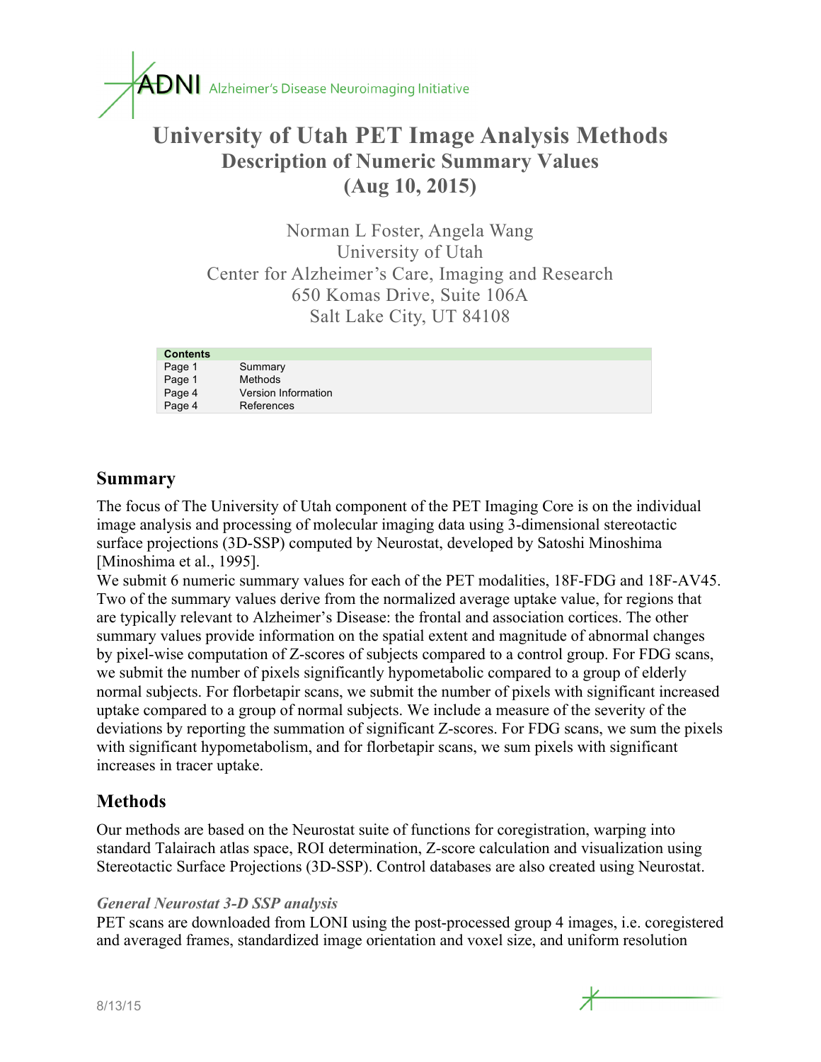ADNI Alzheimer's Disease Neuroimaging Initiative

# University of Utah PET Image Analysis Methods

## Description of Numeric Summary Values

## (Aug 10, 2015)

Norman L Foster, Angela Wang
University of Utah
Center for Alzheimer's Care, Imaging and Research
650 Komas Drive, Suite 106A
Salt Lake City, UT 84108

| Contents | |
|---|---|
| Page 1 | Summary |
| Page 1 | Methods |
| Page 4 | Version Information |
| Page 4 | References |

## Summary

The focus of The University of Utah component of the PET Imaging Core is on the individual image analysis and processing of molecular imaging data using 3-dimensional stereotactic surface projections (3D-SSP) computed by Neurostat, developed by Satoshi Minoshima [Minoshima et al., 1995].

We submit 6 numeric summary values for each of the PET modalities, 18F-FDG and 18F-AV45. Two of the summary values derive from the normalized average uptake value, for regions that are typically relevant to Alzheimer's Disease: the frontal and association cortices. The other summary values provide information on the spatial extent and magnitude of abnormal changes by pixel-wise computation of Z-scores of subjects compared to a control group. For FDG scans, we submit the number of pixels significantly hypometabolic compared to a group of elderly normal subjects. For florbetapir scans, we submit the number of pixels with significant increased uptake compared to a group of normal subjects. We include a measure of the severity of the deviations by reporting the summation of significant Z-scores. For FDG scans, we sum the pixels with significant hypometabolism, and for florbetapir scans, we sum pixels with significant increases in tracer uptake.

## Methods

Our methods are based on the Neurostat suite of functions for coregistration, warping into standard Talairach atlas space, ROI determination, Z-score calculation and visualization using Stereotactic Surface Projections (3D-SSP). Control databases are also created using Neurostat.

### *General Neurostat 3-D SSP analysis*

PET scans are downloaded from LONI using the post-processed group 4 images, i.e. coregistered and averaged frames, standardized image orientation and voxel size, and uniform resolution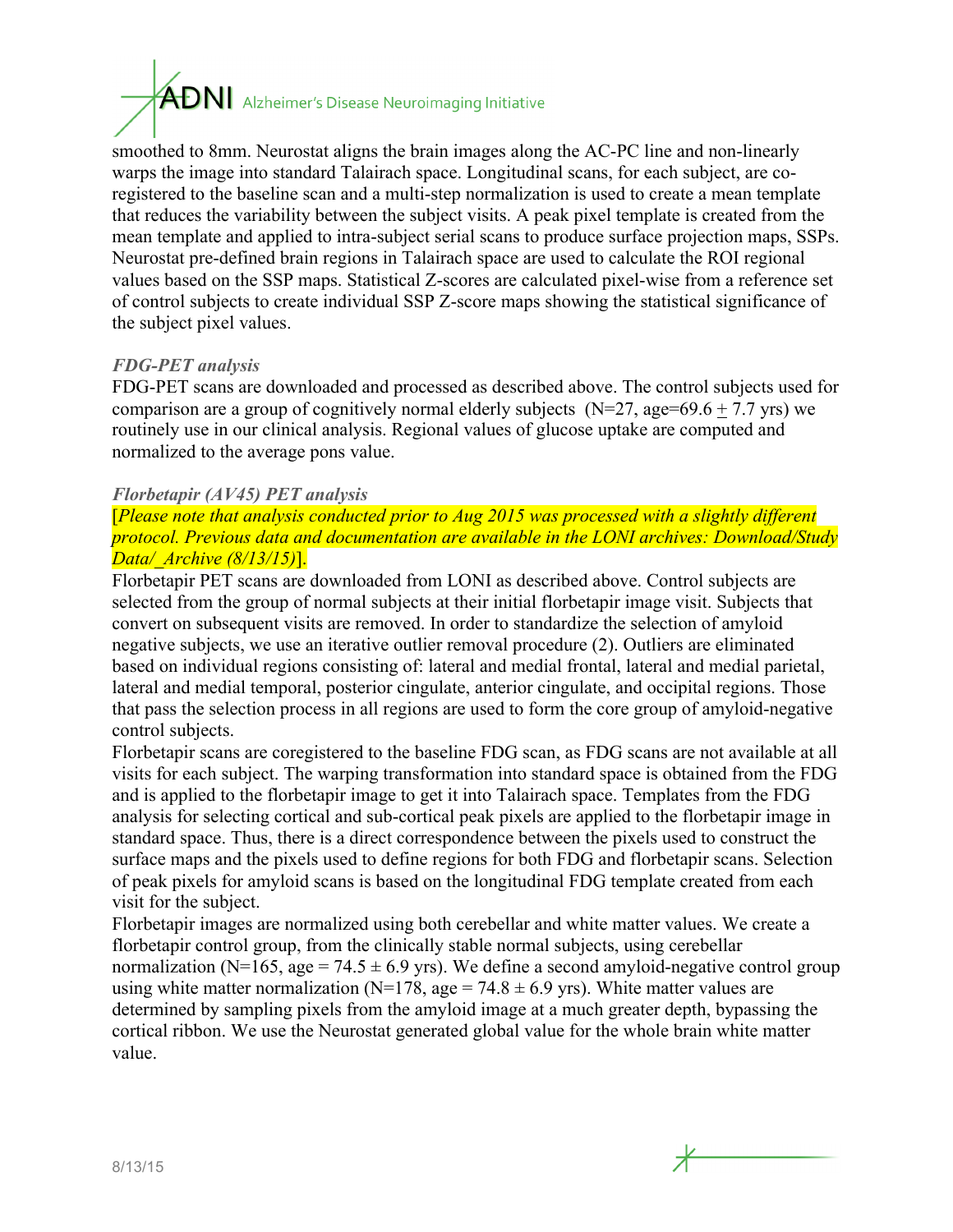smoothed to 8mm. Neurostat aligns the brain images along the AC-PC line and non-linearly warps the image into standard Talairach space. Longitudinal scans, for each subject, are co-registered to the baseline scan and a multi-step normalization is used to create a mean template that reduces the variability between the subject visits. A peak pixel template is created from the mean template and applied to intra-subject serial scans to produce surface projection maps, SSPs. Neurostat pre-defined brain regions in Talairach space are used to calculate the ROI regional values based on the SSP maps. Statistical Z-scores are calculated pixel-wise from a reference set of control subjects to create individual SSP Z-score maps showing the statistical significance of the subject pixel values.

### *FDG-PET analysis*

FDG-PET scans are downloaded and processed as described above. The control subjects used for comparison are a group of cognitively normal elderly subjects (N=27, age=69.6 ± 7.7 yrs) we routinely use in our clinical analysis. Regional values of glucose uptake are computed and normalized to the average pons value.

### *Florbetapir (AV45) PET analysis*

[*Please note that analysis conducted prior to Aug 2015 was processed with a slightly different protocol. Previous data and documentation are available in the LONI archives: Download/Study Data/_Archive (8/13/15)*].

Florbetapir PET scans are downloaded from LONI as described above. Control subjects are selected from the group of normal subjects at their initial florbetapir image visit. Subjects that convert on subsequent visits are removed. In order to standardize the selection of amyloid negative subjects, we use an iterative outlier removal procedure (2). Outliers are eliminated based on individual regions consisting of: lateral and medial frontal, lateral and medial parietal, lateral and medial temporal, posterior cingulate, anterior cingulate, and occipital regions. Those that pass the selection process in all regions are used to form the core group of amyloid-negative control subjects.

Florbetapir scans are coregistered to the baseline FDG scan, as FDG scans are not available at all visits for each subject. The warping transformation into standard space is obtained from the FDG and is applied to the florbetapir image to get it into Talairach space. Templates from the FDG analysis for selecting cortical and sub-cortical peak pixels are applied to the florbetapir image in standard space. Thus, there is a direct correspondence between the pixels used to construct the surface maps and the pixels used to define regions for both FDG and florbetapir scans. Selection of peak pixels for amyloid scans is based on the longitudinal FDG template created from each visit for the subject.

Florbetapir images are normalized using both cerebellar and white matter values. We create a florbetapir control group, from the clinically stable normal subjects, using cerebellar normalization (N=165, age = 74.5 ± 6.9 yrs). We define a second amyloid-negative control group using white matter normalization (N=178, age = 74.8 ± 6.9 yrs). White matter values are determined by sampling pixels from the amyloid image at a much greater depth, bypassing the cortical ribbon. We use the Neurostat generated global value for the whole brain white matter value.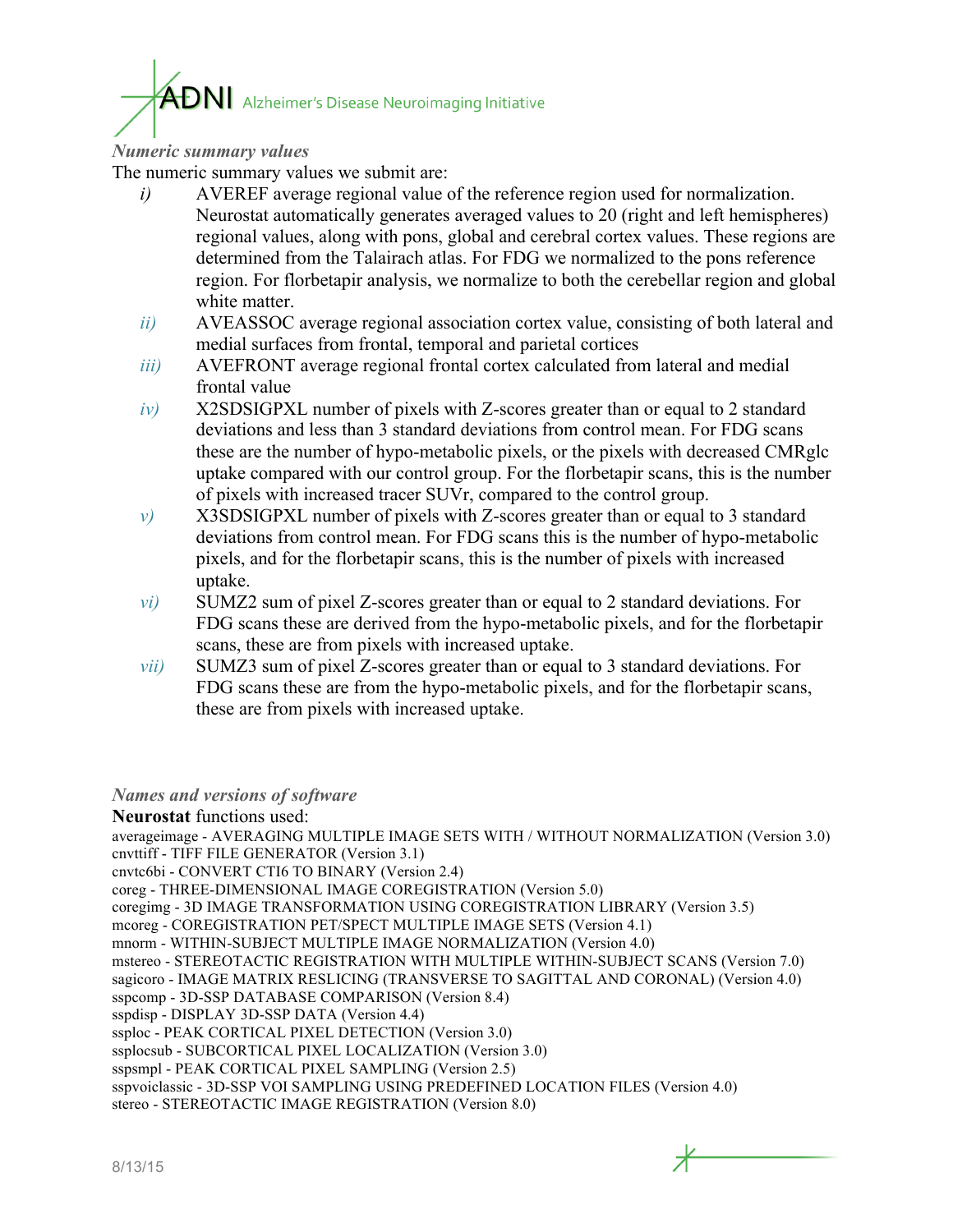*Numeric summary values*

The numeric summary values we submit are:

*i)* AVEREF average regional value of the reference region used for normalization. Neurostat automatically generates averaged values to 20 (right and left hemispheres) regional values, along with pons, global and cerebral cortex values. These regions are determined from the Talairach atlas. For FDG we normalized to the pons reference region. For florbetapir analysis, we normalize to both the cerebellar region and global white matter.

*ii)* AVEASSOC average regional association cortex value, consisting of both lateral and medial surfaces from frontal, temporal and parietal cortices

*iii)* AVEFRONT average regional frontal cortex calculated from lateral and medial frontal value

*iv)* X2SDSIGPXL number of pixels with Z-scores greater than or equal to 2 standard deviations and less than 3 standard deviations from control mean. For FDG scans these are the number of hypo-metabolic pixels, or the pixels with decreased CMRglc uptake compared with our control group. For the florbetapir scans, this is the number of pixels with increased tracer SUVr, compared to the control group.

*v)* X3SDSIGPXL number of pixels with Z-scores greater than or equal to 3 standard deviations from control mean. For FDG scans this is the number of hypo-metabolic pixels, and for the florbetapir scans, this is the number of pixels with increased uptake.

*vi)* SUMZ2 sum of pixel Z-scores greater than or equal to 2 standard deviations. For FDG scans these are derived from the hypo-metabolic pixels, and for the florbetapir scans, these are from pixels with increased uptake.

*vii)* SUMZ3 sum of pixel Z-scores greater than or equal to 3 standard deviations. For FDG scans these are from the hypo-metabolic pixels, and for the florbetapir scans, these are from pixels with increased uptake.

*Names and versions of software*

**Neurostat** functions used:

averageimage - AVERAGING MULTIPLE IMAGE SETS WITH / WITHOUT NORMALIZATION (Version 3.0)
cnvttiff - TIFF FILE GENERATOR (Version 3.1)
cnvtc6bi - CONVERT CTI6 TO BINARY (Version 2.4)
coreg - THREE-DIMENSIONAL IMAGE COREGISTRATION (Version 5.0)
coregimg - 3D IMAGE TRANSFORMATION USING COREGISTRATION LIBRARY (Version 3.5)
mcoreg - COREGISTRATION PET/SPECT MULTIPLE IMAGE SETS (Version 4.1)
mnorm - WITHIN-SUBJECT MULTIPLE IMAGE NORMALIZATION (Version 4.0)
mstereo - STEREOTACTIC REGISTRATION WITH MULTIPLE WITHIN-SUBJECT SCANS (Version 7.0)
sagicoro - IMAGE MATRIX RESLICING (TRANSVERSE TO SAGITTAL AND CORONAL) (Version 4.0)
sspcomp - 3D-SSP DATABASE COMPARISON (Version 8.4)
sspdisp - DISPLAY 3D-SSP DATA (Version 4.4)
ssploc - PEAK CORTICAL PIXEL DETECTION (Version 3.0)
ssplocsub - SUBCORTICAL PIXEL LOCALIZATION (Version 3.0)
sspsmpl - PEAK CORTICAL PIXEL SAMPLING (Version 2.5)
sspvoiclassic - 3D-SSP VOI SAMPLING USING PREDEFINED LOCATION FILES (Version 4.0)
stereo - STEREOTACTIC IMAGE REGISTRATION (Version 8.0)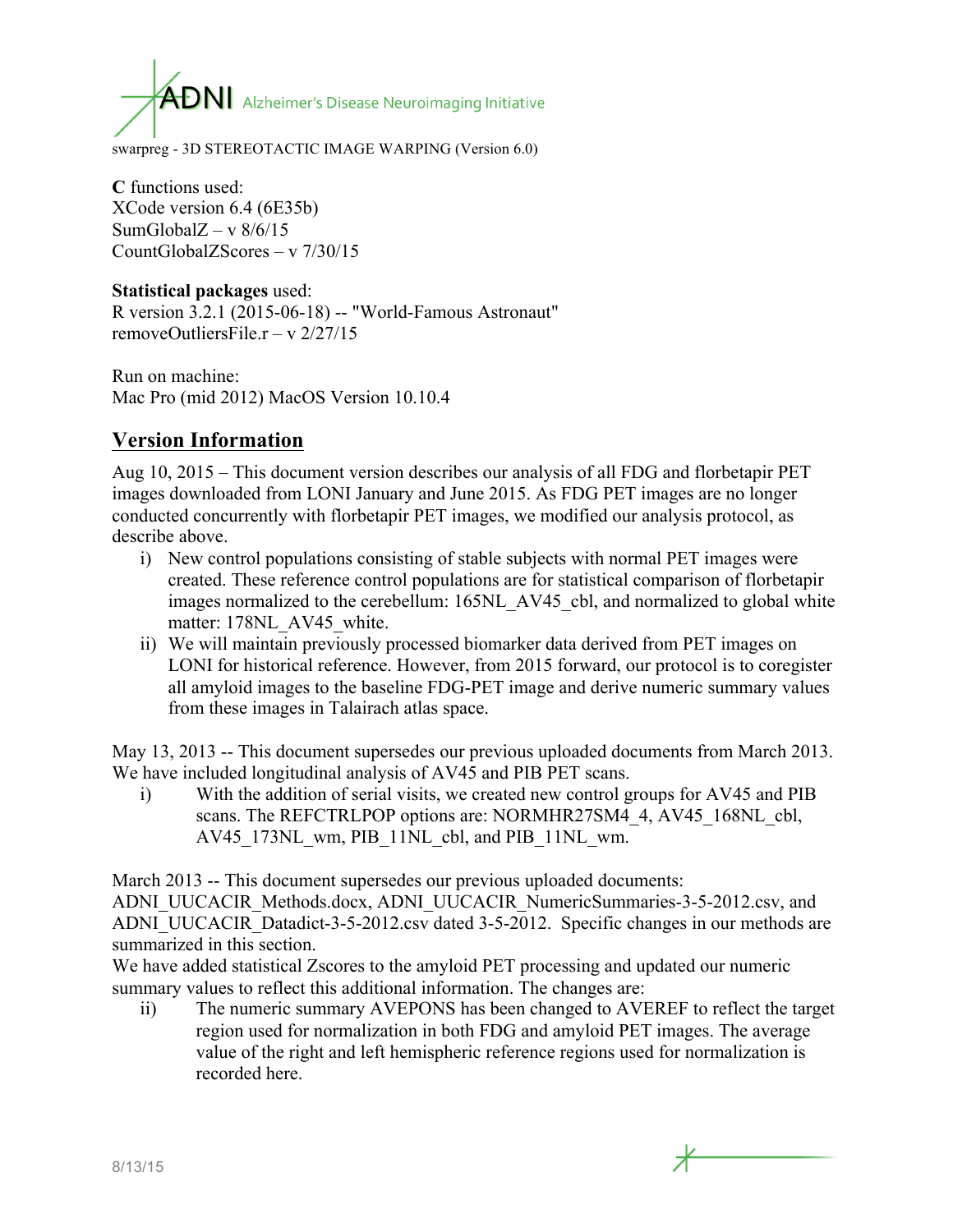swarpreg - 3D STEREOTACTIC IMAGE WARPING (Version 6.0)

**C** functions used:
XCode version 6.4 (6E35b)
SumGlobalZ – v 8/6/15
CountGlobalZScores – v 7/30/15

**Statistical packages** used:
R version 3.2.1 (2015-06-18) -- "World-Famous Astronaut"
removeOutliersFile.r – v 2/27/15

Run on machine:
Mac Pro (mid 2012) MacOS Version 10.10.4

## Version Information

Aug 10, 2015 – This document version describes our analysis of all FDG and florbetapir PET images downloaded from LONI January and June 2015. As FDG PET images are no longer conducted concurrently with florbetapir PET images, we modified our analysis protocol, as describe above.

i) New control populations consisting of stable subjects with normal PET images were created. These reference control populations are for statistical comparison of florbetapir images normalized to the cerebellum: 165NL_AV45_cbl, and normalized to global white matter: 178NL_AV45_white.
ii) We will maintain previously processed biomarker data derived from PET images on LONI for historical reference. However, from 2015 forward, our protocol is to coregister all amyloid images to the baseline FDG-PET image and derive numeric summary values from these images in Talairach atlas space.

May 13, 2013 -- This document supersedes our previous uploaded documents from March 2013. We have included longitudinal analysis of AV45 and PIB PET scans.

i) With the addition of serial visits, we created new control groups for AV45 and PIB scans. The REFCTRLPOP options are: NORMHR27SM4_4, AV45_168NL_cbl, AV45_173NL_wm, PIB_11NL_cbl, and PIB_11NL_wm.

March 2013 -- This document supersedes our previous uploaded documents: ADNI_UUCACIR_Methods.docx, ADNI_UUCACIR_NumericSummaries-3-5-2012.csv, and ADNI_UUCACIR_Datadict-3-5-2012.csv dated 3-5-2012. Specific changes in our methods are summarized in this section.
We have added statistical Zscores to the amyloid PET processing and updated our numeric summary values to reflect this additional information. The changes are:

ii) The numeric summary AVEPONS has been changed to AVEREF to reflect the target region used for normalization in both FDG and amyloid PET images. The average value of the right and left hemispheric reference regions used for normalization is recorded here.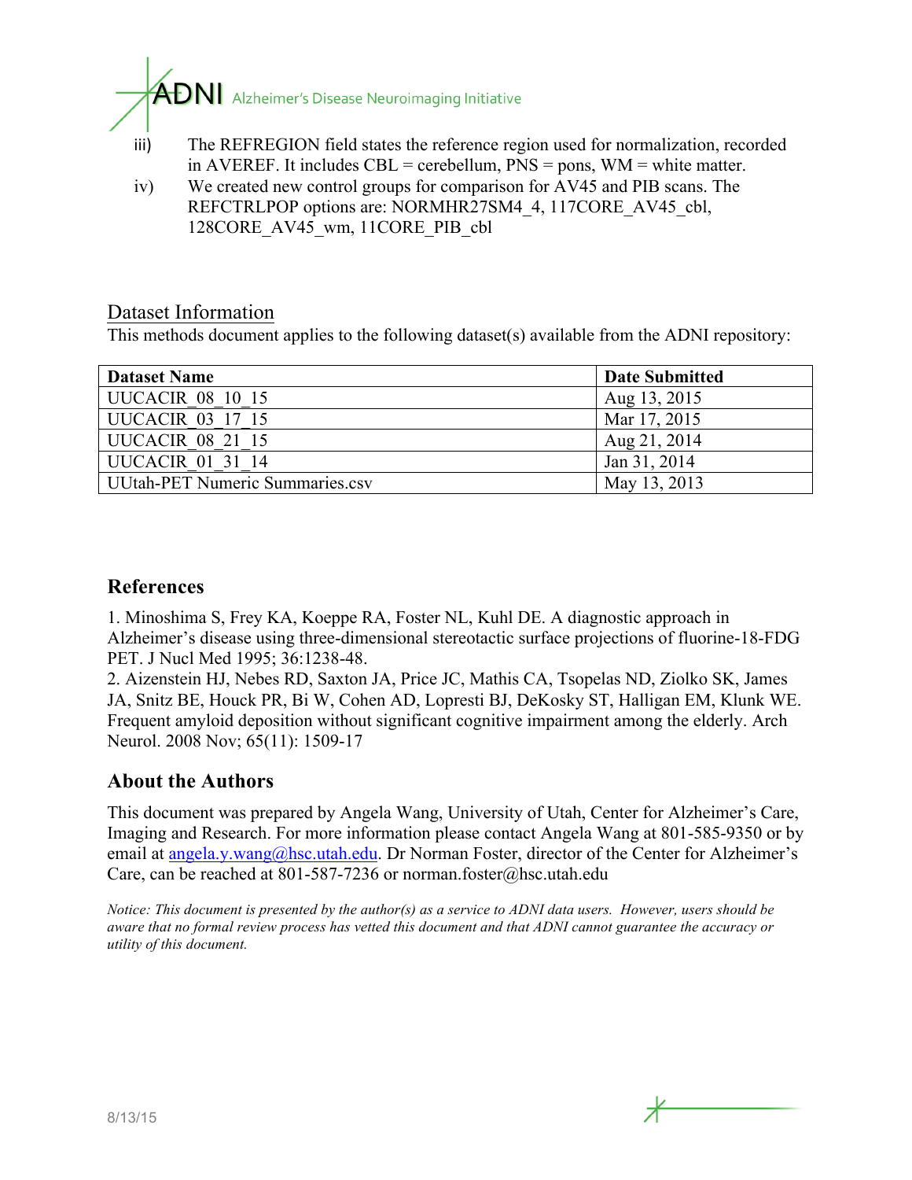iii) The REFREGION field states the reference region used for normalization, recorded in AVEREF. It includes CBL = cerebellum, PNS = pons, WM = white matter.

iv) We created new control groups for comparison for AV45 and PIB scans. The REFCTRLPOP options are: NORMHR27SM4_4, 117CORE_AV45_cbl, 128CORE_AV45_wm, 11CORE_PIB_cbl

## Dataset Information

This methods document applies to the following dataset(s) available from the ADNI repository:

| Dataset Name | Date Submitted |
| --- | --- |
| UUCACIR_08_10_15 | Aug 13, 2015 |
| UUCACIR_03_17_15 | Mar 17, 2015 |
| UUCACIR_08_21_15 | Aug 21, 2014 |
| UUCACIR_01_31_14 | Jan 31, 2014 |
| UUtah-PET Numeric Summaries.csv | May 13, 2013 |

## References

1. Minoshima S, Frey KA, Koeppe RA, Foster NL, Kuhl DE. A diagnostic approach in Alzheimer's disease using three-dimensional stereotactic surface projections of fluorine-18-FDG PET. J Nucl Med 1995; 36:1238-48.
2. Aizenstein HJ, Nebes RD, Saxton JA, Price JC, Mathis CA, Tsopelas ND, Ziolko SK, James JA, Snitz BE, Houck PR, Bi W, Cohen AD, Lopresti BJ, DeKosky ST, Halligan EM, Klunk WE. Frequent amyloid deposition without significant cognitive impairment among the elderly. Arch Neurol. 2008 Nov; 65(11): 1509-17

## About the Authors

This document was prepared by Angela Wang, University of Utah, Center for Alzheimer's Care, Imaging and Research. For more information please contact Angela Wang at 801-585-9350 or by email at angela.y.wang@hsc.utah.edu. Dr Norman Foster, director of the Center for Alzheimer's Care, can be reached at 801-587-7236 or norman.foster@hsc.utah.edu

*Notice: This document is presented by the author(s) as a service to ADNI data users. However, users should be aware that no formal review process has vetted this document and that ADNI cannot guarantee the accuracy or utility of this document.*